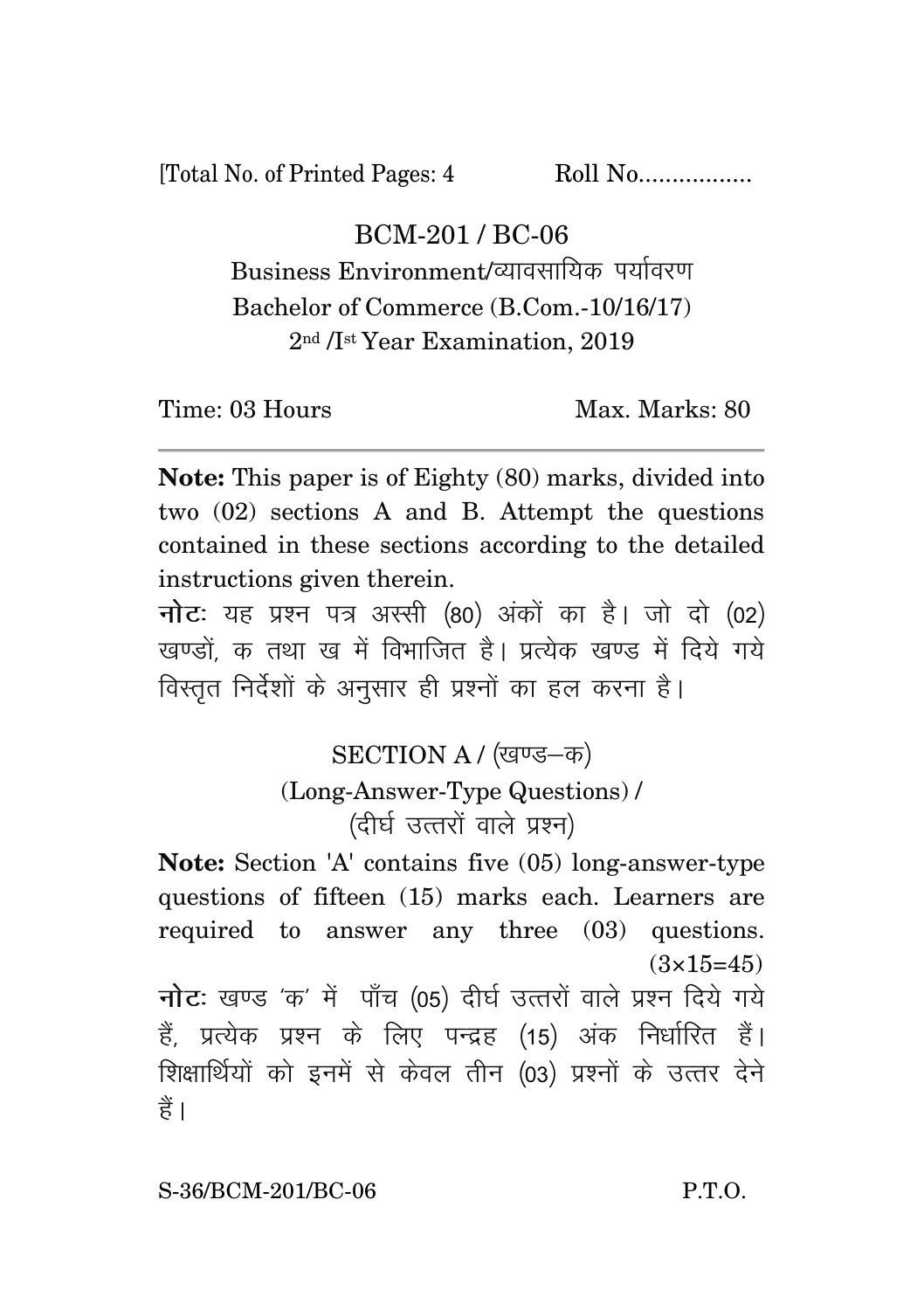[Total No. of Printed Pages: 4 Roll No.................

# BCM-201 / BC-06

## Business Environment/व्यावसायिक पर्यावरण

Bachelor of Commerce (B.Com.-10/16/17)

2nd /Ist Year Examination, 2019

Time: 03 Hours Max. Marks: 80

---

**Note:** This paper is of Eighty (80) marks, divided into two (02) sections A and B. Attempt the questions contained in these sections according to the detailed instructions given therein.

**नोट:** यह प्रश्न पत्र अस्सी (80) अंकों का है। जो दो (02) खण्डों, क तथा ख में विभाजित है। प्रत्येक खण्ड में दिये गये विस्तृत निर्देशों के अनुसार ही प्रश्नों का हल करना है।

## SECTION A / (खण्ड–क)

### (Long-Answer-Type Questions) / (दीर्घ उत्तरों वाले प्रश्न)

**Note:** Section 'A' contains five (05) long-answer-type questions of fifteen (15) marks each. Learners are required to answer any three (03) questions. (3×15=45)

**नोट:** खण्ड 'क' में पाँच (05) दीर्घ उत्तरों वाले प्रश्न दिये गये हैं, प्रत्येक प्रश्न के लिए पन्द्रह (15) अंक निर्धारित हैं। शिक्षार्थियों को इनमें से केवल तीन (03) प्रश्नों के उत्तर देने हैं।

S-36/BCM-201/BC-06 P.T.O.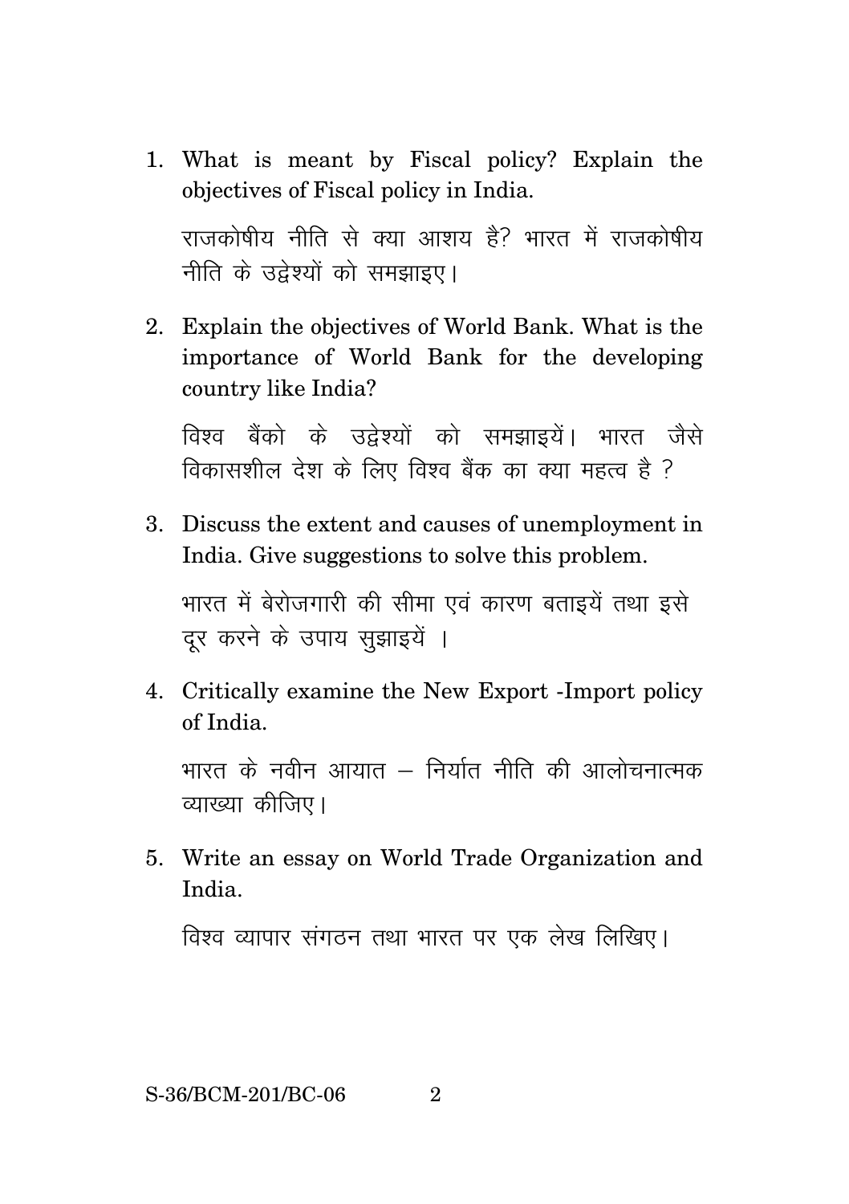1. What is meant by Fiscal policy? Explain the objectives of Fiscal policy in India.

   राजकोषीय नीति से क्या आशय है? भारत में राजकोषीय नीति के उद्देश्यों को समझाइए।

2. Explain the objectives of World Bank. What is the importance of World Bank for the developing country like India?

   विश्व बैंको के उद्देश्यों को समझाइयें। भारत जैसे विकासशील देश के लिए विश्व बैंक का क्या महत्व है ?

3. Discuss the extent and causes of unemployment in India. Give suggestions to solve this problem.

   भारत में बेरोजगारी की सीमा एवं कारण बताइयें तथा इसे दूर करने के उपाय सुझाइयें ।

4. Critically examine the New Export -Import policy of India.

   भारत के नवीन आयात – निर्यात नीति की आलोचनात्मक व्याख्या कीजिए।

5. Write an essay on World Trade Organization and India.

   विश्व व्यापार संगठन तथा भारत पर एक लेख लिखिए।

S-36/BCM-201/BC-06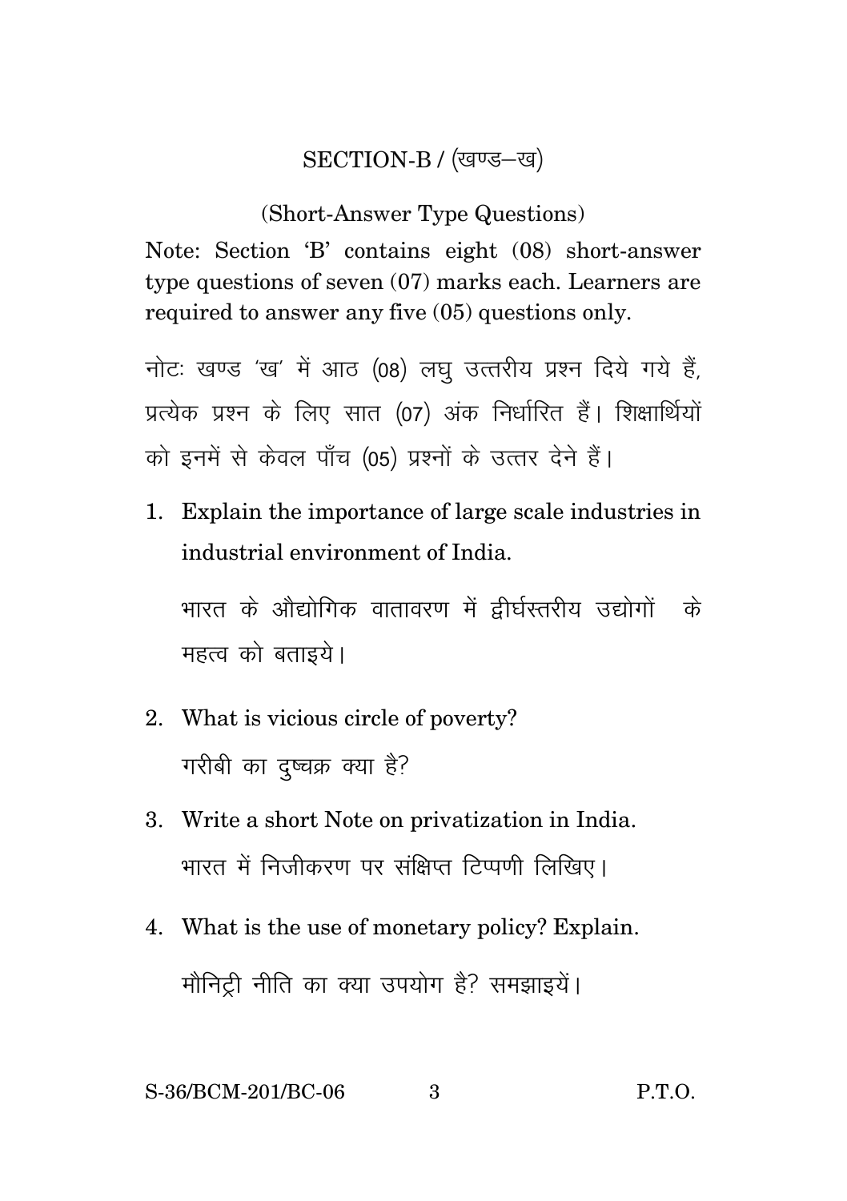## SECTION-B / (खण्ड–ख)

(Short-Answer Type Questions)

Note: Section 'B' contains eight (08) short-answer type questions of seven (07) marks each. Learners are required to answer any five (05) questions only.

नोटः खण्ड 'ख' में आठ (08) लघु उत्तरीय प्रश्न दिये गये हैं, प्रत्येक प्रश्न के लिए सात (07) अंक निर्धारित हैं। शिक्षार्थियों को इनमें से केवल पाँच (05) प्रश्नों के उत्तर देने हैं।

1. Explain the importance of large scale industries in industrial environment of India.

   भारत के औद्योगिक वातावरण में द्वीर्घस्तरीय उद्योगों के महत्व को बताइये।

2. What is vicious circle of poverty?

   गरीबी का दुष्चक्र क्या है?

3. Write a short Note on privatization in India.

   भारत में निजीकरण पर संक्षिप्त टिप्पणी लिखिए।

4. What is the use of monetary policy? Explain.

   मौनिट्री नीति का क्या उपयोग है? समझाइयें।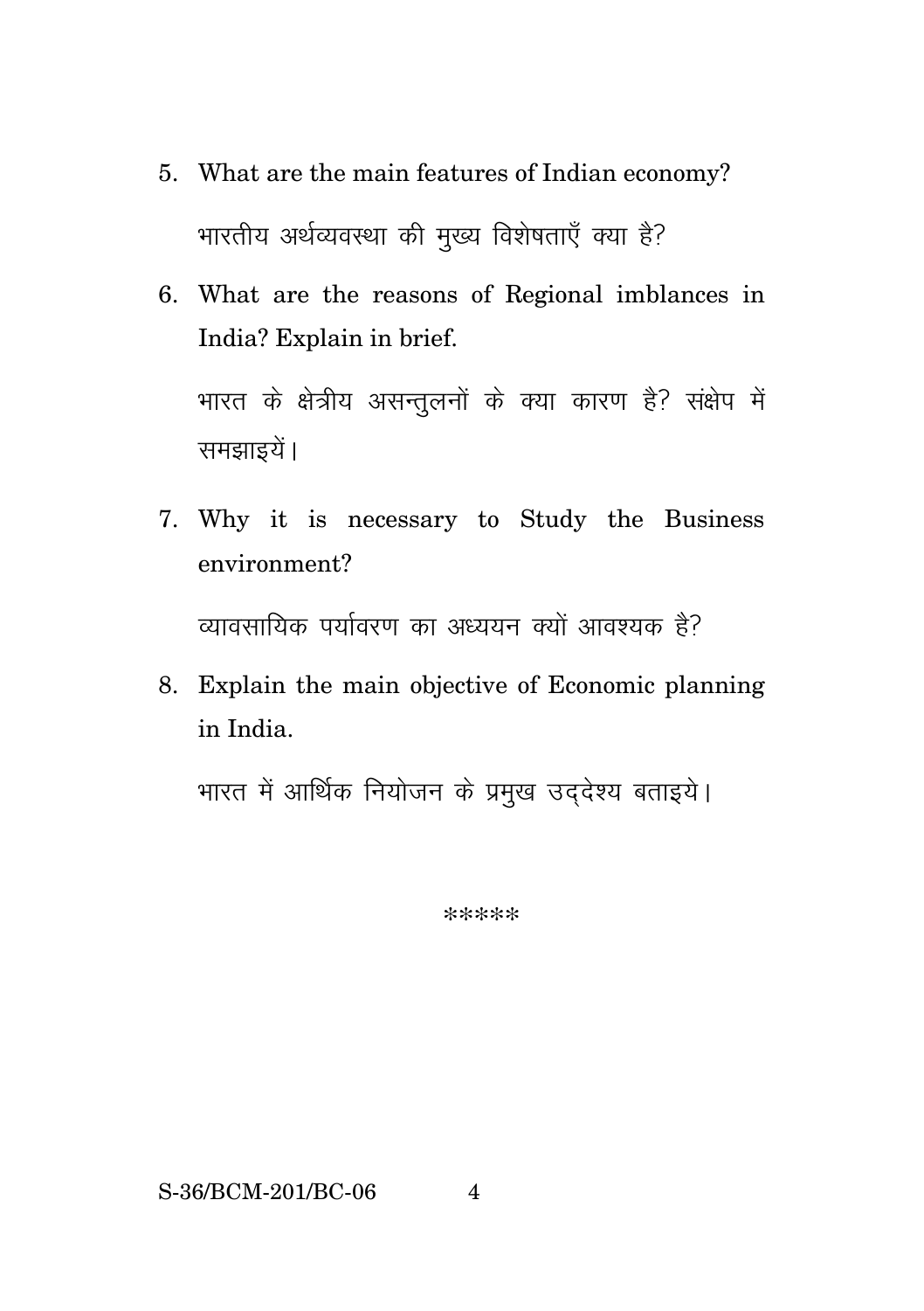5. What are the main features of Indian economy?

   भारतीय अर्थव्यवस्था की मुख्य विशेषताएँ क्या है?

6. What are the reasons of Regional imblances in India? Explain in brief.

   भारत के क्षेत्रीय असन्तुलनों के क्या कारण है? संक्षेप में समझाइयें।

7. Why it is necessary to Study the Business environment?

   व्यावसायिक पर्यावरण का अध्ययन क्यों आवश्यक है?

8. Explain the main objective of Economic planning in India.

   भारत में आर्थिक नियोजन के प्रमुख उद्देश्य बताइये।

*****

S-36/BCM-201/BC-06